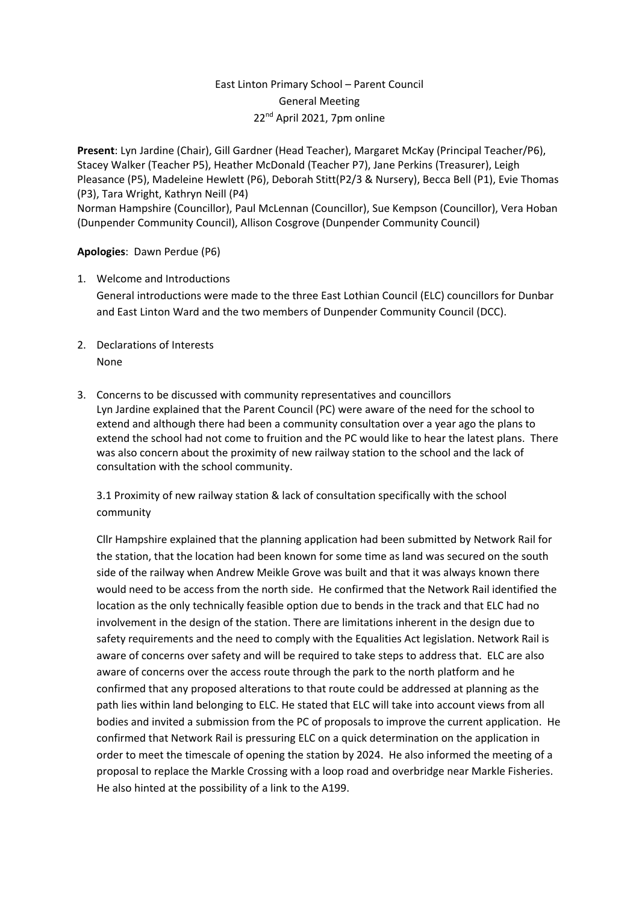East Linton Primary School – Parent Council
General Meeting
22nd April 2021, 7pm online

**Present**: Lyn Jardine (Chair), Gill Gardner (Head Teacher), Margaret McKay (Principal Teacher/P6), Stacey Walker (Teacher P5), Heather McDonald (Teacher P7), Jane Perkins (Treasurer), Leigh Pleasance (P5), Madeleine Hewlett (P6), Deborah Stitt(P2/3 & Nursery), Becca Bell (P1), Evie Thomas (P3), Tara Wright, Kathryn Neill (P4)
Norman Hampshire (Councillor), Paul McLennan (Councillor), Sue Kempson (Councillor), Vera Hoban (Dunpender Community Council), Allison Cosgrove (Dunpender Community Council)

**Apologies**: Dawn Perdue (P6)

1. Welcome and Introductions
   General introductions were made to the three East Lothian Council (ELC) councillors for Dunbar and East Linton Ward and the two members of Dunpender Community Council (DCC).

2. Declarations of Interests
   None

3. Concerns to be discussed with community representatives and councillors
   Lyn Jardine explained that the Parent Council (PC) were aware of the need for the school to extend and although there had been a community consultation over a year ago the plans to extend the school had not come to fruition and the PC would like to hear the latest plans. There was also concern about the proximity of new railway station to the school and the lack of consultation with the school community.

   3.1 Proximity of new railway station & lack of consultation specifically with the school community

   Cllr Hampshire explained that the planning application had been submitted by Network Rail for the station, that the location had been known for some time as land was secured on the south side of the railway when Andrew Meikle Grove was built and that it was always known there would need to be access from the north side. He confirmed that the Network Rail identified the location as the only technically feasible option due to bends in the track and that ELC had no involvement in the design of the station. There are limitations inherent in the design due to safety requirements and the need to comply with the Equalities Act legislation. Network Rail is aware of concerns over safety and will be required to take steps to address that. ELC are also aware of concerns over the access route through the park to the north platform and he confirmed that any proposed alterations to that route could be addressed at planning as the path lies within land belonging to ELC. He stated that ELC will take into account views from all bodies and invited a submission from the PC of proposals to improve the current application. He confirmed that Network Rail is pressuring ELC on a quick determination on the application in order to meet the timescale of opening the station by 2024. He also informed the meeting of a proposal to replace the Markle Crossing with a loop road and overbridge near Markle Fisheries. He also hinted at the possibility of a link to the A199.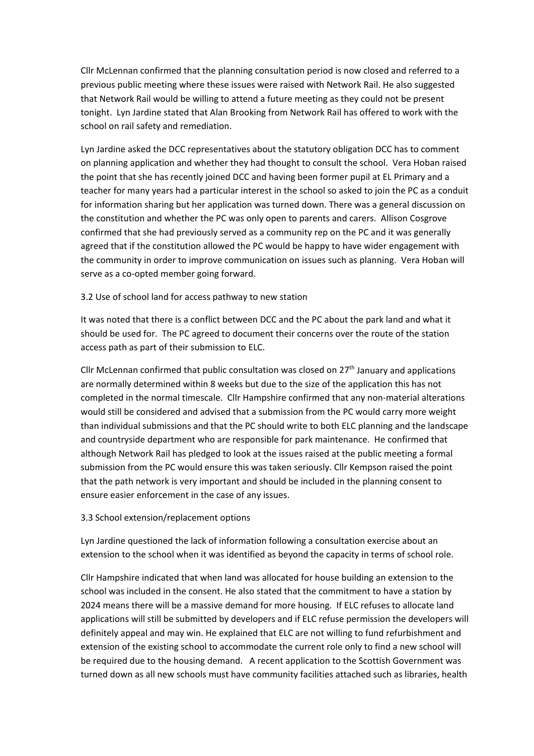Cllr McLennan confirmed that the planning consultation period is now closed and referred to a previous public meeting where these issues were raised with Network Rail. He also suggested that Network Rail would be willing to attend a future meeting as they could not be present tonight. Lyn Jardine stated that Alan Brooking from Network Rail has offered to work with the school on rail safety and remediation.

Lyn Jardine asked the DCC representatives about the statutory obligation DCC has to comment on planning application and whether they had thought to consult the school. Vera Hoban raised the point that she has recently joined DCC and having been former pupil at EL Primary and a teacher for many years had a particular interest in the school so asked to join the PC as a conduit for information sharing but her application was turned down. There was a general discussion on the constitution and whether the PC was only open to parents and carers. Allison Cosgrove confirmed that she had previously served as a community rep on the PC and it was generally agreed that if the constitution allowed the PC would be happy to have wider engagement with the community in order to improve communication on issues such as planning. Vera Hoban will serve as a co-opted member going forward.

3.2 Use of school land for access pathway to new station

It was noted that there is a conflict between DCC and the PC about the park land and what it should be used for. The PC agreed to document their concerns over the route of the station access path as part of their submission to ELC.

Cllr McLennan confirmed that public consultation was closed on 27th January and applications are normally determined within 8 weeks but due to the size of the application this has not completed in the normal timescale. Cllr Hampshire confirmed that any non-material alterations would still be considered and advised that a submission from the PC would carry more weight than individual submissions and that the PC should write to both ELC planning and the landscape and countryside department who are responsible for park maintenance. He confirmed that although Network Rail has pledged to look at the issues raised at the public meeting a formal submission from the PC would ensure this was taken seriously. Cllr Kempson raised the point that the path network is very important and should be included in the planning consent to ensure easier enforcement in the case of any issues.

3.3 School extension/replacement options

Lyn Jardine questioned the lack of information following a consultation exercise about an extension to the school when it was identified as beyond the capacity in terms of school role.

Cllr Hampshire indicated that when land was allocated for house building an extension to the school was included in the consent. He also stated that the commitment to have a station by 2024 means there will be a massive demand for more housing. If ELC refuses to allocate land applications will still be submitted by developers and if ELC refuse permission the developers will definitely appeal and may win. He explained that ELC are not willing to fund refurbishment and extension of the existing school to accommodate the current role only to find a new school will be required due to the housing demand. A recent application to the Scottish Government was turned down as all new schools must have community facilities attached such as libraries, health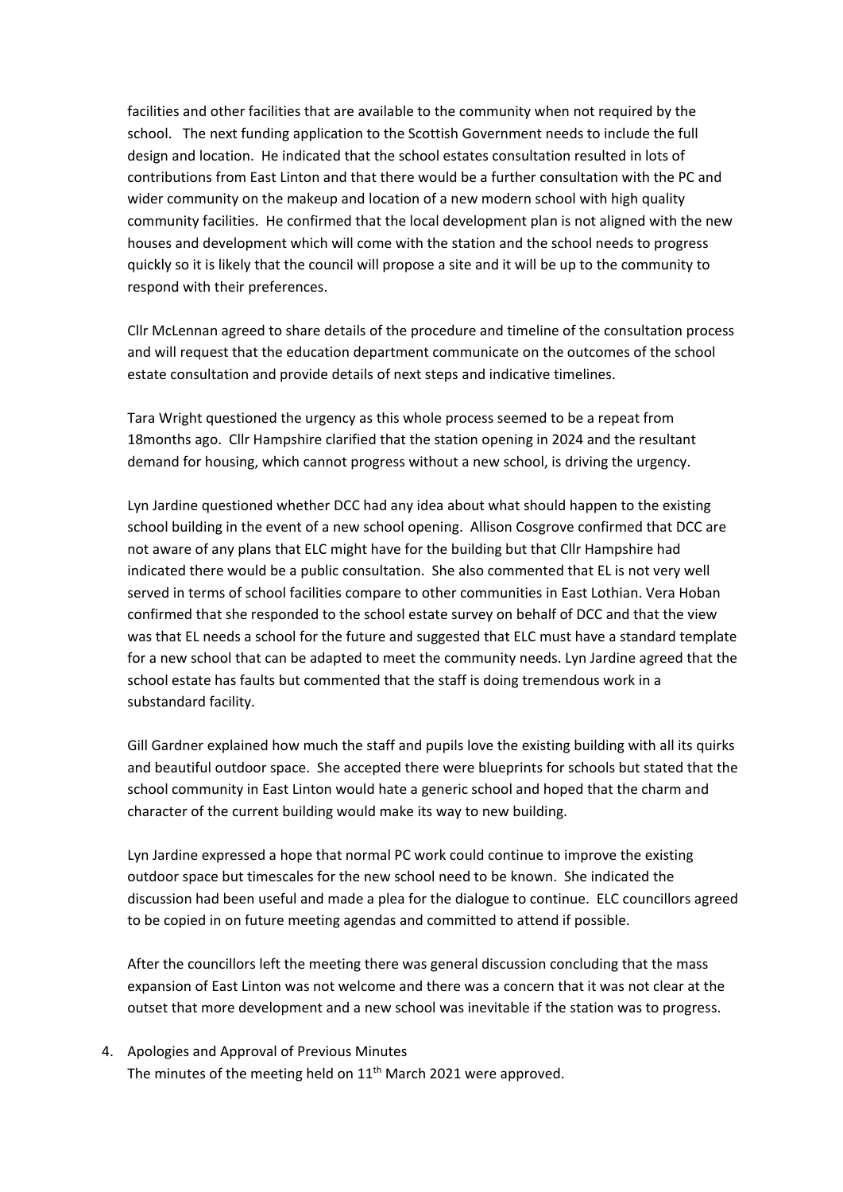facilities and other facilities that are available to the community when not required by the school. The next funding application to the Scottish Government needs to include the full design and location. He indicated that the school estates consultation resulted in lots of contributions from East Linton and that there would be a further consultation with the PC and wider community on the makeup and location of a new modern school with high quality community facilities. He confirmed that the local development plan is not aligned with the new houses and development which will come with the station and the school needs to progress quickly so it is likely that the council will propose a site and it will be up to the community to respond with their preferences.

Cllr McLennan agreed to share details of the procedure and timeline of the consultation process and will request that the education department communicate on the outcomes of the school estate consultation and provide details of next steps and indicative timelines.

Tara Wright questioned the urgency as this whole process seemed to be a repeat from 18months ago. Cllr Hampshire clarified that the station opening in 2024 and the resultant demand for housing, which cannot progress without a new school, is driving the urgency.

Lyn Jardine questioned whether DCC had any idea about what should happen to the existing school building in the event of a new school opening. Allison Cosgrove confirmed that DCC are not aware of any plans that ELC might have for the building but that Cllr Hampshire had indicated there would be a public consultation. She also commented that EL is not very well served in terms of school facilities compare to other communities in East Lothian. Vera Hoban confirmed that she responded to the school estate survey on behalf of DCC and that the view was that EL needs a school for the future and suggested that ELC must have a standard template for a new school that can be adapted to meet the community needs. Lyn Jardine agreed that the school estate has faults but commented that the staff is doing tremendous work in a substandard facility.

Gill Gardner explained how much the staff and pupils love the existing building with all its quirks and beautiful outdoor space. She accepted there were blueprints for schools but stated that the school community in East Linton would hate a generic school and hoped that the charm and character of the current building would make its way to new building.

Lyn Jardine expressed a hope that normal PC work could continue to improve the existing outdoor space but timescales for the new school need to be known. She indicated the discussion had been useful and made a plea for the dialogue to continue. ELC councillors agreed to be copied in on future meeting agendas and committed to attend if possible.

After the councillors left the meeting there was general discussion concluding that the mass expansion of East Linton was not welcome and there was a concern that it was not clear at the outset that more development and a new school was inevitable if the station was to progress.

4. Apologies and Approval of Previous Minutes
   The minutes of the meeting held on 11th March 2021 were approved.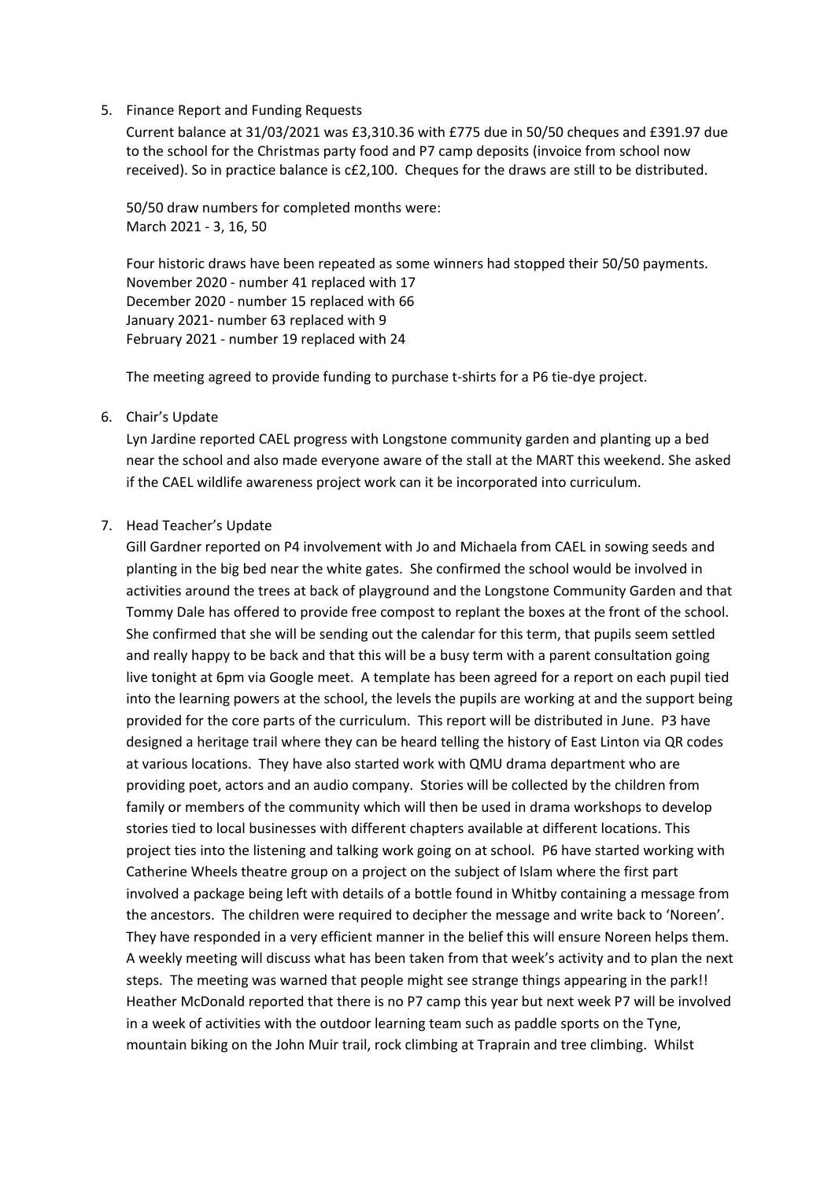5. Finance Report and Funding Requests

   Current balance at 31/03/2021 was £3,310.36 with £775 due in 50/50 cheques and £391.97 due to the school for the Christmas party food and P7 camp deposits (invoice from school now received). So in practice balance is c£2,100. Cheques for the draws are still to be distributed.

   50/50 draw numbers for completed months were:
   March 2021 - 3, 16, 50

   Four historic draws have been repeated as some winners had stopped their 50/50 payments.
   November 2020 - number 41 replaced with 17
   December 2020 - number 15 replaced with 66
   January 2021- number 63 replaced with 9
   February 2021 - number 19 replaced with 24

   The meeting agreed to provide funding to purchase t-shirts for a P6 tie-dye project.

6. Chair's Update

   Lyn Jardine reported CAEL progress with Longstone community garden and planting up a bed near the school and also made everyone aware of the stall at the MART this weekend. She asked if the CAEL wildlife awareness project work can it be incorporated into curriculum.

7. Head Teacher's Update

   Gill Gardner reported on P4 involvement with Jo and Michaela from CAEL in sowing seeds and planting in the big bed near the white gates. She confirmed the school would be involved in activities around the trees at back of playground and the Longstone Community Garden and that Tommy Dale has offered to provide free compost to replant the boxes at the front of the school. She confirmed that she will be sending out the calendar for this term, that pupils seem settled and really happy to be back and that this will be a busy term with a parent consultation going live tonight at 6pm via Google meet. A template has been agreed for a report on each pupil tied into the learning powers at the school, the levels the pupils are working at and the support being provided for the core parts of the curriculum. This report will be distributed in June. P3 have designed a heritage trail where they can be heard telling the history of East Linton via QR codes at various locations. They have also started work with QMU drama department who are providing poet, actors and an audio company. Stories will be collected by the children from family or members of the community which will then be used in drama workshops to develop stories tied to local businesses with different chapters available at different locations. This project ties into the listening and talking work going on at school. P6 have started working with Catherine Wheels theatre group on a project on the subject of Islam where the first part involved a package being left with details of a bottle found in Whitby containing a message from the ancestors. The children were required to decipher the message and write back to 'Noreen'. They have responded in a very efficient manner in the belief this will ensure Noreen helps them. A weekly meeting will discuss what has been taken from that week's activity and to plan the next steps. The meeting was warned that people might see strange things appearing in the park!! Heather McDonald reported that there is no P7 camp this year but next week P7 will be involved in a week of activities with the outdoor learning team such as paddle sports on the Tyne, mountain biking on the John Muir trail, rock climbing at Traprain and tree climbing. Whilst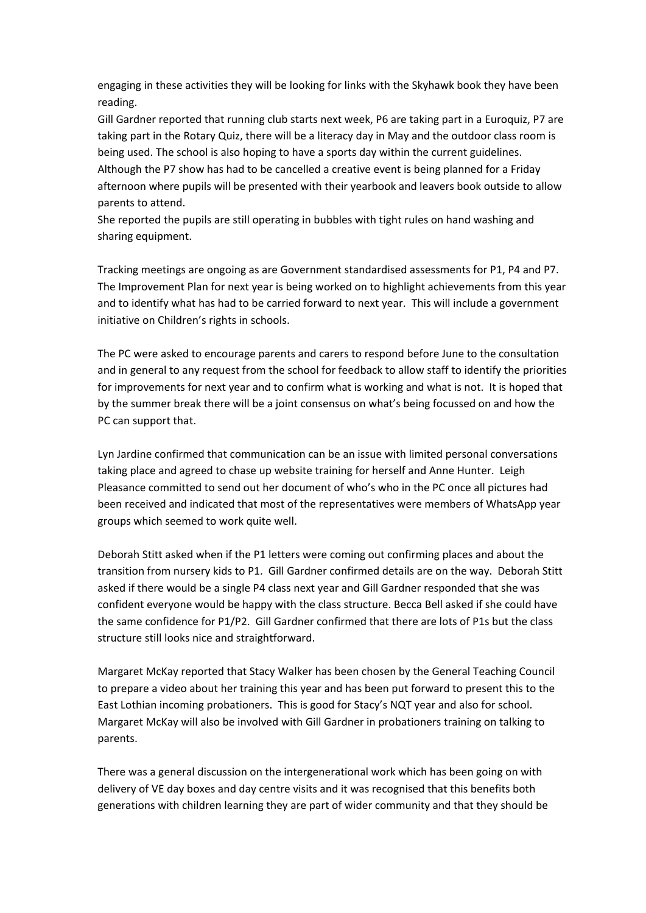engaging in these activities they will be looking for links with the Skyhawk book they have been reading.
Gill Gardner reported that running club starts next week, P6 are taking part in a Euroquiz, P7 are taking part in the Rotary Quiz, there will be a literacy day in May and the outdoor class room is being used. The school is also hoping to have a sports day within the current guidelines. Although the P7 show has had to be cancelled a creative event is being planned for a Friday afternoon where pupils will be presented with their yearbook and leavers book outside to allow parents to attend.
She reported the pupils are still operating in bubbles with tight rules on hand washing and sharing equipment.

Tracking meetings are ongoing as are Government standardised assessments for P1, P4 and P7. The Improvement Plan for next year is being worked on to highlight achievements from this year and to identify what has had to be carried forward to next year. This will include a government initiative on Children's rights in schools.

The PC were asked to encourage parents and carers to respond before June to the consultation and in general to any request from the school for feedback to allow staff to identify the priorities for improvements for next year and to confirm what is working and what is not. It is hoped that by the summer break there will be a joint consensus on what's being focussed on and how the PC can support that.

Lyn Jardine confirmed that communication can be an issue with limited personal conversations taking place and agreed to chase up website training for herself and Anne Hunter. Leigh Pleasance committed to send out her document of who's who in the PC once all pictures had been received and indicated that most of the representatives were members of WhatsApp year groups which seemed to work quite well.

Deborah Stitt asked when if the P1 letters were coming out confirming places and about the transition from nursery kids to P1. Gill Gardner confirmed details are on the way. Deborah Stitt asked if there would be a single P4 class next year and Gill Gardner responded that she was confident everyone would be happy with the class structure. Becca Bell asked if she could have the same confidence for P1/P2. Gill Gardner confirmed that there are lots of P1s but the class structure still looks nice and straightforward.

Margaret McKay reported that Stacy Walker has been chosen by the General Teaching Council to prepare a video about her training this year and has been put forward to present this to the East Lothian incoming probationers. This is good for Stacy's NQT year and also for school. Margaret McKay will also be involved with Gill Gardner in probationers training on talking to parents.

There was a general discussion on the intergenerational work which has been going on with delivery of VE day boxes and day centre visits and it was recognised that this benefits both generations with children learning they are part of wider community and that they should be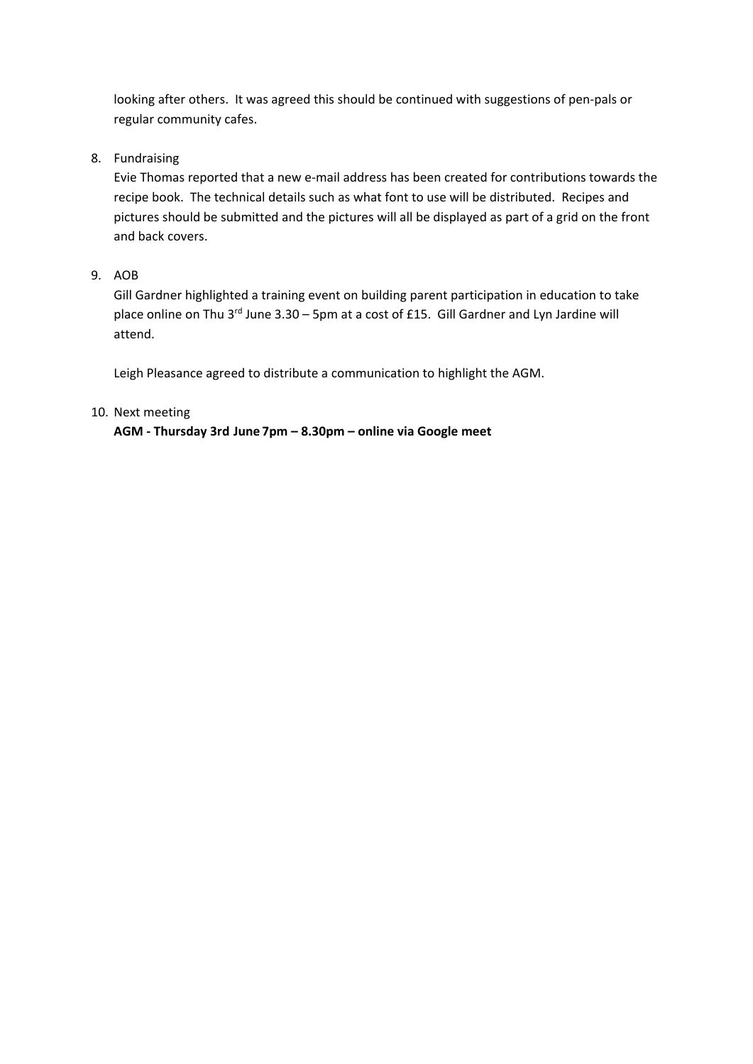looking after others. It was agreed this should be continued with suggestions of pen-pals or regular community cafes.

8. Fundraising

   Evie Thomas reported that a new e-mail address has been created for contributions towards the recipe book. The technical details such as what font to use will be distributed. Recipes and pictures should be submitted and the pictures will all be displayed as part of a grid on the front and back covers.

9. AOB

   Gill Gardner highlighted a training event on building parent participation in education to take place online on Thu 3rd June 3.30 – 5pm at a cost of £15. Gill Gardner and Lyn Jardine will attend.

   Leigh Pleasance agreed to distribute a communication to highlight the AGM.

10. Next meeting

    **AGM - Thursday 3rd June 7pm – 8.30pm – online via Google meet**